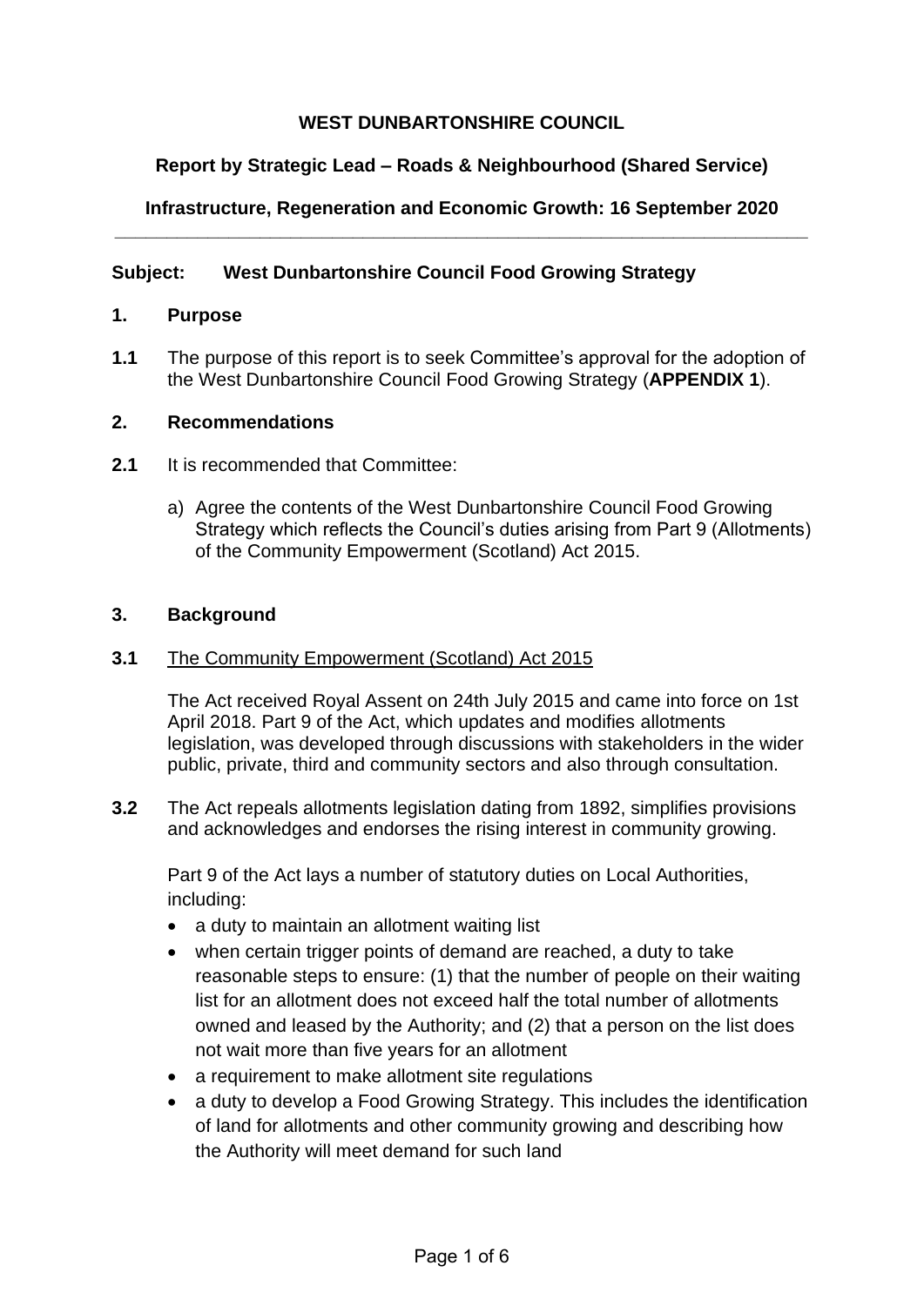**WEST DUNBARTONSHIRE COUNCIL**

**Report by Strategic Lead – Roads & Neighbourhood (Shared Service)**

**Infrastructure, Regeneration and Economic Growth: 16 September 2020**

---

**Subject: West Dunbartonshire Council Food Growing Strategy**

## 1. Purpose

**1.1** The purpose of this report is to seek Committee's approval for the adoption of the West Dunbartonshire Council Food Growing Strategy (**APPENDIX 1**).

## 2. Recommendations

**2.1** It is recommended that Committee:

a) Agree the contents of the West Dunbartonshire Council Food Growing Strategy which reflects the Council's duties arising from Part 9 (Allotments) of the Community Empowerment (Scotland) Act 2015.

## 3. Background

**3.1** <u>The Community Empowerment (Scotland) Act 2015</u>

The Act received Royal Assent on 24th July 2015 and came into force on 1st April 2018. Part 9 of the Act, which updates and modifies allotments legislation, was developed through discussions with stakeholders in the wider public, private, third and community sectors and also through consultation.

**3.2** The Act repeals allotments legislation dating from 1892, simplifies provisions and acknowledges and endorses the rising interest in community growing.

Part 9 of the Act lays a number of statutory duties on Local Authorities, including:

- a duty to maintain an allotment waiting list
- when certain trigger points of demand are reached, a duty to take reasonable steps to ensure: (1) that the number of people on their waiting list for an allotment does not exceed half the total number of allotments owned and leased by the Authority; and (2) that a person on the list does not wait more than five years for an allotment
- a requirement to make allotment site regulations
- a duty to develop a Food Growing Strategy. This includes the identification of land for allotments and other community growing and describing how the Authority will meet demand for such land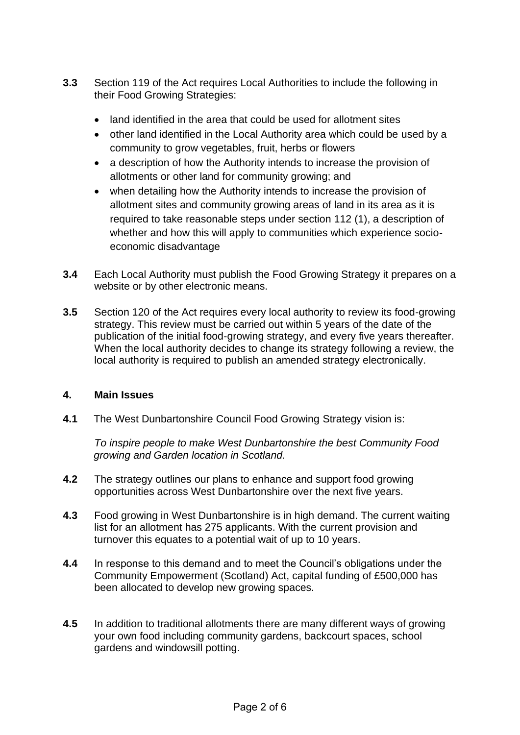**3.3** Section 119 of the Act requires Local Authorities to include the following in their Food Growing Strategies:

- land identified in the area that could be used for allotment sites
- other land identified in the Local Authority area which could be used by a community to grow vegetables, fruit, herbs or flowers
- a description of how the Authority intends to increase the provision of allotments or other land for community growing; and
- when detailing how the Authority intends to increase the provision of allotment sites and community growing areas of land in its area as it is required to take reasonable steps under section 112 (1), a description of whether and how this will apply to communities which experience socio-economic disadvantage

**3.4** Each Local Authority must publish the Food Growing Strategy it prepares on a website or by other electronic means.

**3.5** Section 120 of the Act requires every local authority to review its food-growing strategy. This review must be carried out within 5 years of the date of the publication of the initial food-growing strategy, and every five years thereafter. When the local authority decides to change its strategy following a review, the local authority is required to publish an amended strategy electronically.

## 4. Main Issues

**4.1** The West Dunbartonshire Council Food Growing Strategy vision is:

*To inspire people to make West Dunbartonshire the best Community Food growing and Garden location in Scotland.*

**4.2** The strategy outlines our plans to enhance and support food growing opportunities across West Dunbartonshire over the next five years.

**4.3** Food growing in West Dunbartonshire is in high demand. The current waiting list for an allotment has 275 applicants. With the current provision and turnover this equates to a potential wait of up to 10 years.

**4.4** In response to this demand and to meet the Council's obligations under the Community Empowerment (Scotland) Act, capital funding of £500,000 has been allocated to develop new growing spaces.

**4.5** In addition to traditional allotments there are many different ways of growing your own food including community gardens, backcourt spaces, school gardens and windowsill potting.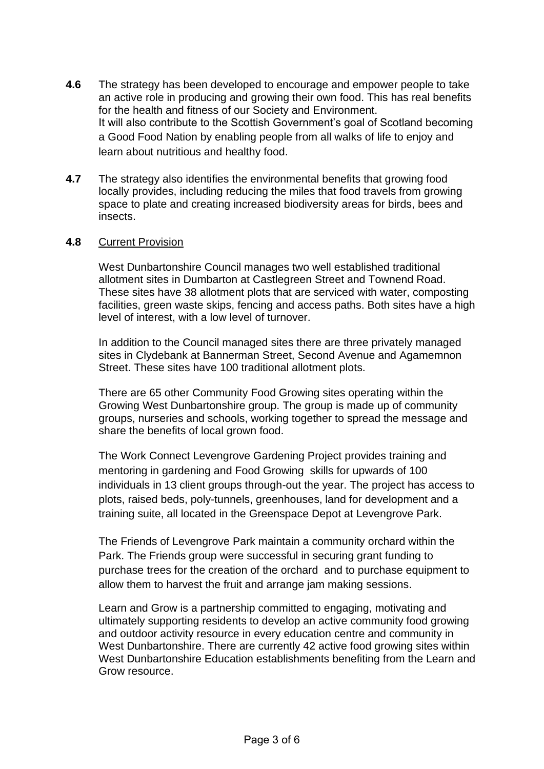**4.6** The strategy has been developed to encourage and empower people to take an active role in producing and growing their own food. This has real benefits for the health and fitness of our Society and Environment. It will also contribute to the Scottish Government's goal of Scotland becoming a Good Food Nation by enabling people from all walks of life to enjoy and learn about nutritious and healthy food.

**4.7** The strategy also identifies the environmental benefits that growing food locally provides, including reducing the miles that food travels from growing space to plate and creating increased biodiversity areas for birds, bees and insects.

**4.8** Current Provision

West Dunbartonshire Council manages two well established traditional allotment sites in Dumbarton at Castlegreen Street and Townend Road. These sites have 38 allotment plots that are serviced with water, composting facilities, green waste skips, fencing and access paths. Both sites have a high level of interest, with a low level of turnover.

In addition to the Council managed sites there are three privately managed sites in Clydebank at Bannerman Street, Second Avenue and Agamemnon Street. These sites have 100 traditional allotment plots.

There are 65 other Community Food Growing sites operating within the Growing West Dunbartonshire group. The group is made up of community groups, nurseries and schools, working together to spread the message and share the benefits of local grown food.

The Work Connect Levengrove Gardening Project provides training and mentoring in gardening and Food Growing skills for upwards of 100 individuals in 13 client groups through-out the year. The project has access to plots, raised beds, poly-tunnels, greenhouses, land for development and a training suite, all located in the Greenspace Depot at Levengrove Park.

The Friends of Levengrove Park maintain a community orchard within the Park. The Friends group were successful in securing grant funding to purchase trees for the creation of the orchard and to purchase equipment to allow them to harvest the fruit and arrange jam making sessions.

Learn and Grow is a partnership committed to engaging, motivating and ultimately supporting residents to develop an active community food growing and outdoor activity resource in every education centre and community in West Dunbartonshire. There are currently 42 active food growing sites within West Dunbartonshire Education establishments benefiting from the Learn and Grow resource.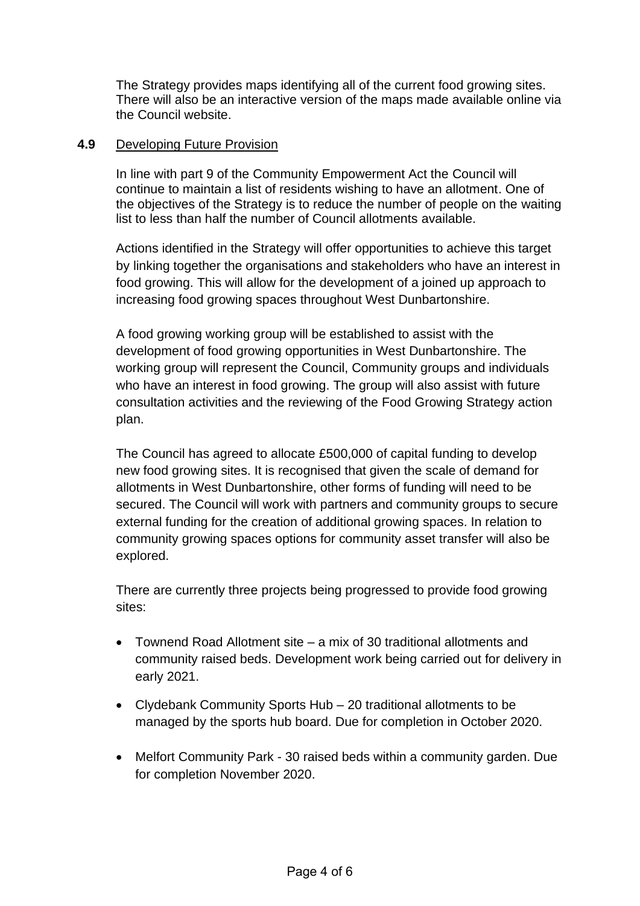The Strategy provides maps identifying all of the current food growing sites. There will also be an interactive version of the maps made available online via the Council website.

**4.9** Developing Future Provision

In line with part 9 of the Community Empowerment Act the Council will continue to maintain a list of residents wishing to have an allotment. One of the objectives of the Strategy is to reduce the number of people on the waiting list to less than half the number of Council allotments available.

Actions identified in the Strategy will offer opportunities to achieve this target by linking together the organisations and stakeholders who have an interest in food growing. This will allow for the development of a joined up approach to increasing food growing spaces throughout West Dunbartonshire.

A food growing working group will be established to assist with the development of food growing opportunities in West Dunbartonshire. The working group will represent the Council, Community groups and individuals who have an interest in food growing. The group will also assist with future consultation activities and the reviewing of the Food Growing Strategy action plan.

The Council has agreed to allocate £500,000 of capital funding to develop new food growing sites. It is recognised that given the scale of demand for allotments in West Dunbartonshire, other forms of funding will need to be secured. The Council will work with partners and community groups to secure external funding for the creation of additional growing spaces. In relation to community growing spaces options for community asset transfer will also be explored.

There are currently three projects being progressed to provide food growing sites:

- Townend Road Allotment site – a mix of 30 traditional allotments and community raised beds. Development work being carried out for delivery in early 2021.
- Clydebank Community Sports Hub – 20 traditional allotments to be managed by the sports hub board. Due for completion in October 2020.
- Melfort Community Park - 30 raised beds within a community garden. Due for completion November 2020.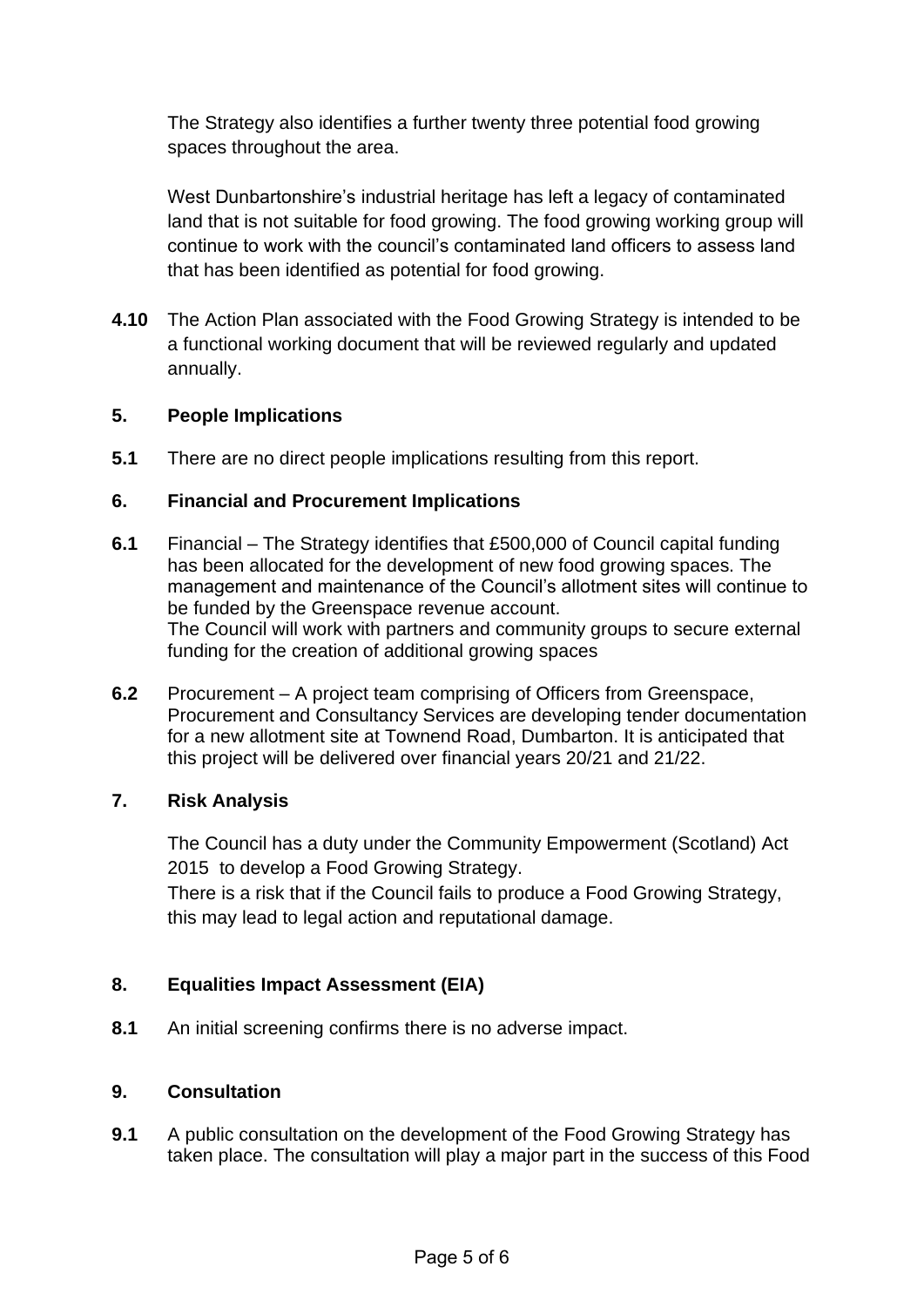The Strategy also identifies a further twenty three potential food growing spaces throughout the area.

West Dunbartonshire's industrial heritage has left a legacy of contaminated land that is not suitable for food growing. The food growing working group will continue to work with the council's contaminated land officers to assess land that has been identified as potential for food growing.

**4.10** The Action Plan associated with the Food Growing Strategy is intended to be a functional working document that will be reviewed regularly and updated annually.

## 5. People Implications

**5.1** There are no direct people implications resulting from this report.

## 6. Financial and Procurement Implications

**6.1** Financial – The Strategy identifies that £500,000 of Council capital funding has been allocated for the development of new food growing spaces. The management and maintenance of the Council's allotment sites will continue to be funded by the Greenspace revenue account.
The Council will work with partners and community groups to secure external funding for the creation of additional growing spaces

**6.2** Procurement – A project team comprising of Officers from Greenspace, Procurement and Consultancy Services are developing tender documentation for a new allotment site at Townend Road, Dumbarton. It is anticipated that this project will be delivered over financial years 20/21 and 21/22.

## 7. Risk Analysis

The Council has a duty under the Community Empowerment (Scotland) Act 2015 to develop a Food Growing Strategy.
There is a risk that if the Council fails to produce a Food Growing Strategy, this may lead to legal action and reputational damage.

## 8. Equalities Impact Assessment (EIA)

**8.1** An initial screening confirms there is no adverse impact.

## 9. Consultation

**9.1** A public consultation on the development of the Food Growing Strategy has taken place. The consultation will play a major part in the success of this Food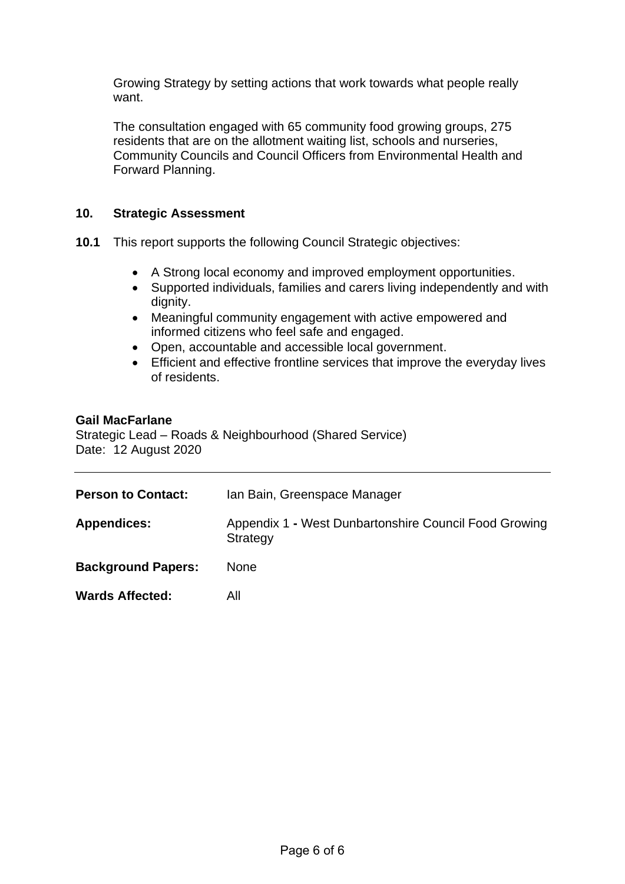Growing Strategy by setting actions that work towards what people really want.

The consultation engaged with 65 community food growing groups, 275 residents that are on the allotment waiting list, schools and nurseries, Community Councils and Council Officers from Environmental Health and Forward Planning.

## 10. Strategic Assessment

**10.1** This report supports the following Council Strategic objectives:

- A Strong local economy and improved employment opportunities.
- Supported individuals, families and carers living independently and with dignity.
- Meaningful community engagement with active empowered and informed citizens who feel safe and engaged.
- Open, accountable and accessible local government.
- Efficient and effective frontline services that improve the everyday lives of residents.

**Gail MacFarlane**
Strategic Lead – Roads & Neighbourhood (Shared Service)
Date: 12 August 2020

---

| | |
|---|---|
| **Person to Contact:** | Ian Bain, Greenspace Manager |
| **Appendices:** | Appendix 1 **-** West Dunbartonshire Council Food Growing Strategy |
| **Background Papers:** | None |
| **Wards Affected:** | All |